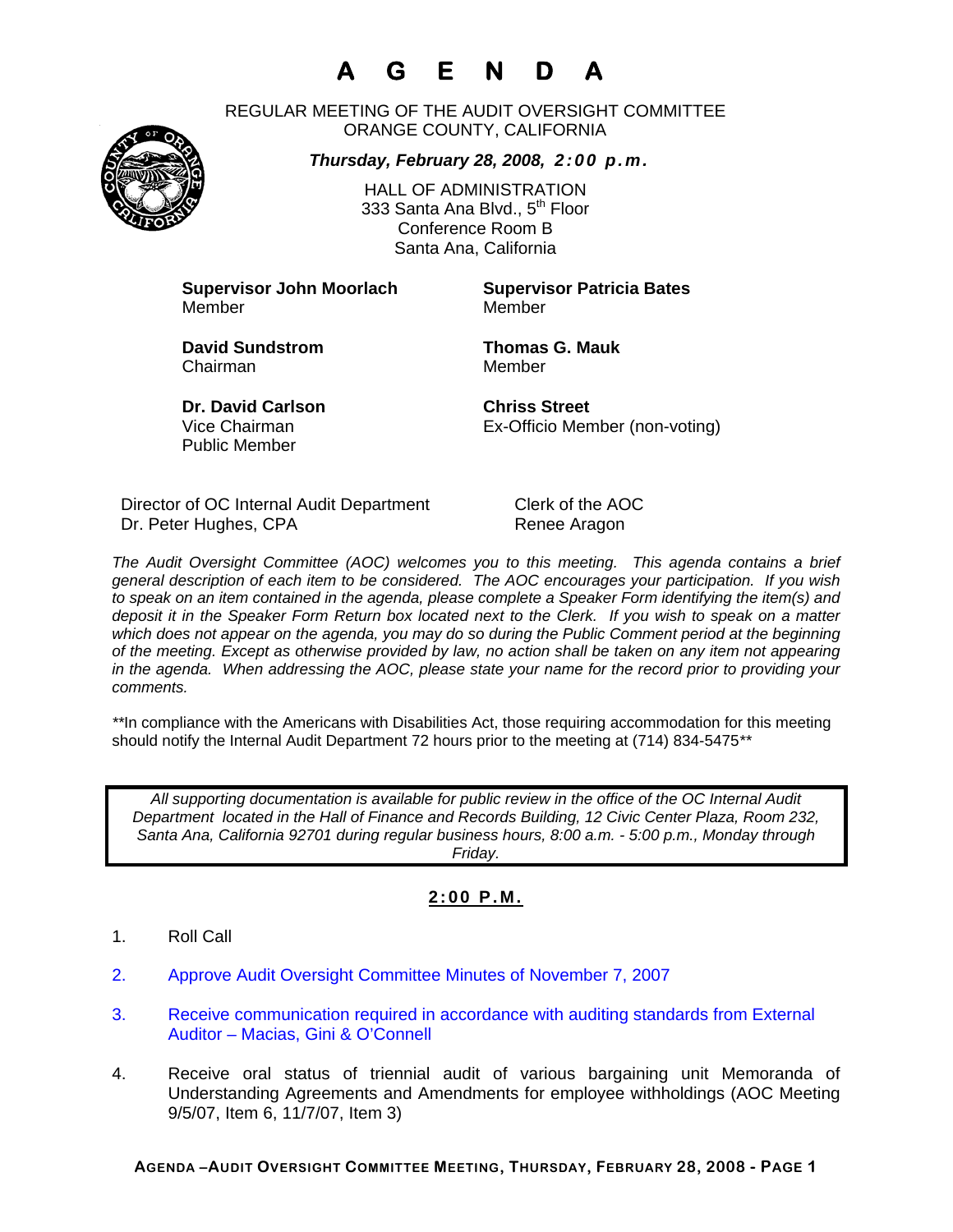# A G E N D A

REGULAR MEETING OF THE AUDIT OVERSIGHT COMMITTEE
ORANGE COUNTY, CALIFORNIA

***Thursday, February 28, 2008, 2:00 p.m.***

HALL OF ADMINISTRATION
333 Santa Ana Blvd., 5th Floor
Conference Room B
Santa Ana, California

**Supervisor John Moorlach**
Member

**Supervisor Patricia Bates**
Member

**David Sundstrom**
Chairman

**Thomas G. Mauk**
Member

**Dr. David Carlson**
Vice Chairman
Public Member

**Chriss Street**
Ex-Officio Member (non-voting)

Director of OC Internal Audit Department
Dr. Peter Hughes, CPA

Clerk of the AOC
Renee Aragon

*The Audit Oversight Committee (AOC) welcomes you to this meeting. This agenda contains a brief general description of each item to be considered. The AOC encourages your participation. If you wish to speak on an item contained in the agenda, please complete a Speaker Form identifying the item(s) and deposit it in the Speaker Form Return box located next to the Clerk. If you wish to speak on a matter which does not appear on the agenda, you may do so during the Public Comment period at the beginning of the meeting. Except as otherwise provided by law, no action shall be taken on any item not appearing in the agenda. When addressing the AOC, please state your name for the record prior to providing your comments.*

**In compliance with the Americans with Disabilities Act, those requiring accommodation for this meeting should notify the Internal Audit Department 72 hours prior to the meeting at (714) 834-5475**

*All supporting documentation is available for public review in the office of the OC Internal Audit Department located in the Hall of Finance and Records Building, 12 Civic Center Plaza, Room 232, Santa Ana, California 92701 during regular business hours, 8:00 a.m. - 5:00 p.m., Monday through Friday.*

## 2:00 P.M.

1. Roll Call

2. Approve Audit Oversight Committee Minutes of November 7, 2007

3. Receive communication required in accordance with auditing standards from External Auditor – Macias, Gini & O'Connell

4. Receive oral status of triennial audit of various bargaining unit Memoranda of Understanding Agreements and Amendments for employee withholdings (AOC Meeting 9/5/07, Item 6, 11/7/07, Item 3)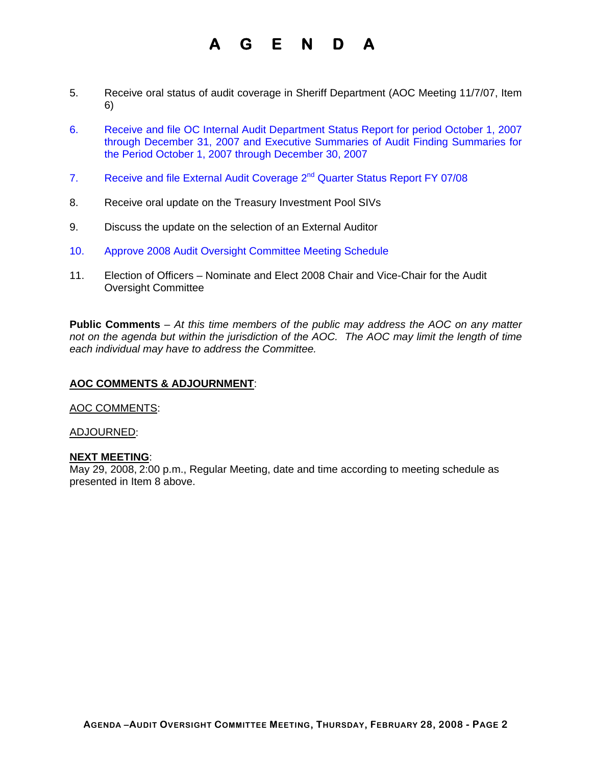# A G E N D A

5. Receive oral status of audit coverage in Sheriff Department (AOC Meeting 11/7/07, Item 6)

6. Receive and file OC Internal Audit Department Status Report for period October 1, 2007 through December 31, 2007 and Executive Summaries of Audit Finding Summaries for the Period October 1, 2007 through December 30, 2007

7. Receive and file External Audit Coverage 2nd Quarter Status Report FY 07/08

8. Receive oral update on the Treasury Investment Pool SIVs

9. Discuss the update on the selection of an External Auditor

10. Approve 2008 Audit Oversight Committee Meeting Schedule

11. Election of Officers – Nominate and Elect 2008 Chair and Vice-Chair for the Audit Oversight Committee

**Public Comments** – *At this time members of the public may address the AOC on any matter not on the agenda but within the jurisdiction of the AOC. The AOC may limit the length of time each individual may have to address the Committee.*

**AOC COMMENTS & ADJOURNMENT**:

AOC COMMENTS:

ADJOURNED:

**NEXT MEETING**:
May 29, 2008, 2:00 p.m., Regular Meeting, date and time according to meeting schedule as presented in Item 8 above.